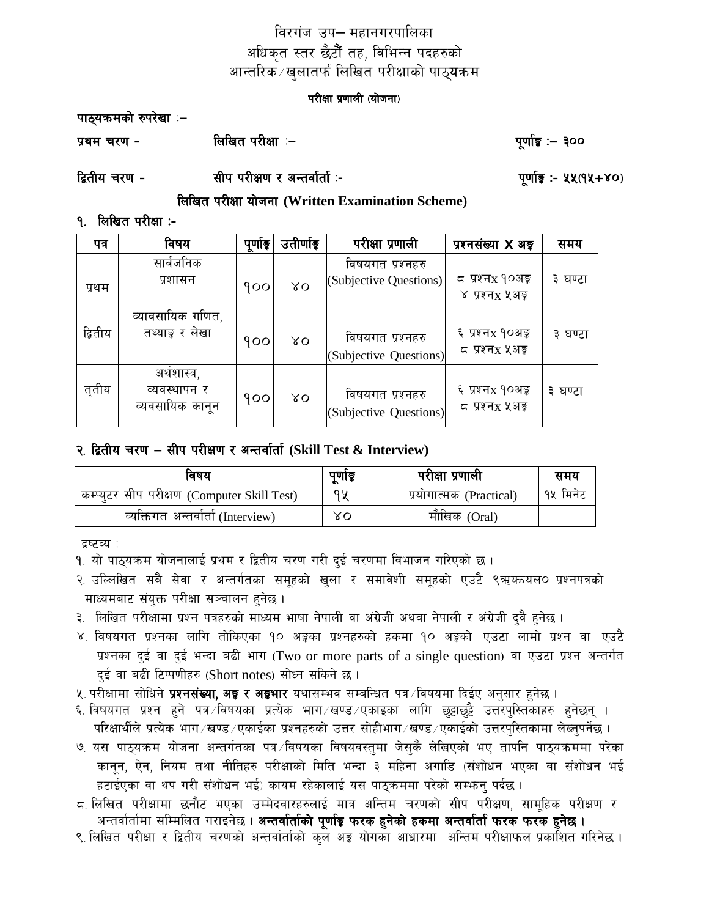# विरगंज उप– महानगरपालिका
# अधिकृत स्तर छैटौं तह, विभिन्न पदहरुको
# आन्तरिक/खुलातर्फ लिखित परीक्षाको पाठ्यक्रम

**परीक्षा प्रणाली (योजना)**

**पाठ्यक्रमको रुपरेखा** :–

**प्रथम चरण -** **लिखित परीक्षा** :– **पूर्णाङ्क :– ३००**

**द्वितीय चरण -** **सीप परीक्षण र अन्तर्वार्ता** :- **पूर्णाङ्क :- ५५(१५+४०)**

## लिखित परीक्षा योजना (Written Examination Scheme)

**१. लिखित परीक्षा :-**

| पत्र | विषय | पूर्णाङ्क | उतीर्णाङ्क | परीक्षा प्रणाली | प्रश्नसंख्या X अङ्क | समय |
|---|---|---|---|---|---|---|
| प्रथम | सार्वजनिक प्रशासन | १०० | ४० | विषयगत प्रश्नहरु (Subjective Questions) | ८ प्रश्नx १०अङ्क<br>४ प्रश्नx ५अङ्क | ३ घण्टा |
| द्वितीय | व्यावसायिक गणित, तथ्याङ्क र लेखा | १०० | ४० | विषयगत प्रश्नहरु (Subjective Questions) | ६ प्रश्नx १०अङ्क<br>८ प्रश्नx ५अङ्क | ३ घण्टा |
| तृतीय | अर्थशास्त्र, व्यवस्थापन र व्यवसायिक कानून | १०० | ४० | विषयगत प्रश्नहरु (Subjective Questions) | ६ प्रश्नx १०अङ्क<br>८ प्रश्नx ५अङ्क | ३ घण्टा |

**२. द्वितीय चरण – सीप परीक्षण र अन्तर्वार्ता (Skill Test & Interview)**

| विषय | पूर्णाङ्क | परीक्षा प्रणाली | समय |
|---|---|---|---|
| कम्प्युटर सीप परीक्षण (Computer Skill Test) | १५ | प्रयोगात्मक (Practical) | १५ मिनेट |
| व्यक्तिगत अन्तर्वार्ता (Interview) | ४० | मौखिक (Oral) | |

द्रष्टव्य :

१. यो पाठ्यक्रम योजनालाई प्रथम र द्वितीय चरण गरी दुई चरणमा विभाजन गरिएको छ ।

२. उल्लिखित सबै सेवा र अन्तर्गतका समूहको खुला र समावेशी समूहको एउटै ९ऋयmmयल० प्रश्नपत्रको माध्यमबाट संयुक्त परीक्षा सञ्चालन हुनेछ ।

३. लिखित परीक्षामा प्रश्न पत्रहरुको माध्यम भाषा नेपाली वा अंग्रेजी अथवा नेपाली र अंग्रेजी दुवै हुनेछ ।

४. विषयगत प्रश्नका लागि तोकिएका १० अङ्का प्रश्नहरुको हकमा १० अङ्को एउटा लामो प्रश्न वा एउटै प्रश्नका दुई वा दुई भन्दा बढी भाग (Two or more parts of a single question) वा एउटा प्रश्न अन्तर्गत दुई वा बढी टिप्पणीहरु (Short notes) सोध्न सकिने छ ।

५. परीक्षामा सोधिने **प्रश्नसंख्या, अङ्क र अङ्कभार** यथासम्भव सम्बन्धित पत्र/विषयमा दिईए अनुसार हुनेछ ।

६. विषयगत प्रश्न हुने पत्र/विषयका प्रत्येक भाग/खण्ड/एकाइका लागि छुट्टाछुट्टै उत्तरपुस्तिकाहरु हुनेछन् । परिक्षार्थीले प्रत्येक भाग/खण्ड/एकाईका प्रश्नहरुको उत्तर सोहीभाग/खण्ड/एकाईको उत्तरपुस्तिकामा लेख्नुपर्नेछ ।

७. यस पाठ्यक्रम योजना अन्तर्गतका पत्र/विषयका विषयवस्तुमा जेसुकै लेखिएको भए तापनि पाठ्यक्रममा परेका कानून, ऐन, नियम तथा नीतिहरु परीक्षाको मिति भन्दा ३ महिना अगाडि (संशोधन भएका वा संशोधन भई हटाईएका वा थप गरी संशोधन भई) कायम रहेकालाई यस पाठ्क्रममा परेको सम्भन्नु पर्दछ ।

८. लिखित परीक्षामा छनौट भएका उम्मेदवारहरुलाई मात्र अन्तिम चरणको सीप परीक्षण, सामूहिक परीक्षण र अन्तर्वार्तामा सम्मिलित गराइनेछ । **अन्तर्वार्ताको पूर्णाङ्क फरक हुनेको हकमा अन्तर्वार्ता फरक फरक हुनेछ ।**

९. लिखित परीक्षा र द्वितीय चरणको अन्तर्वार्ताको कुल अङ्क योगका आधारमा अन्तिम परीक्षाफल प्रकाशित गरिनेछ ।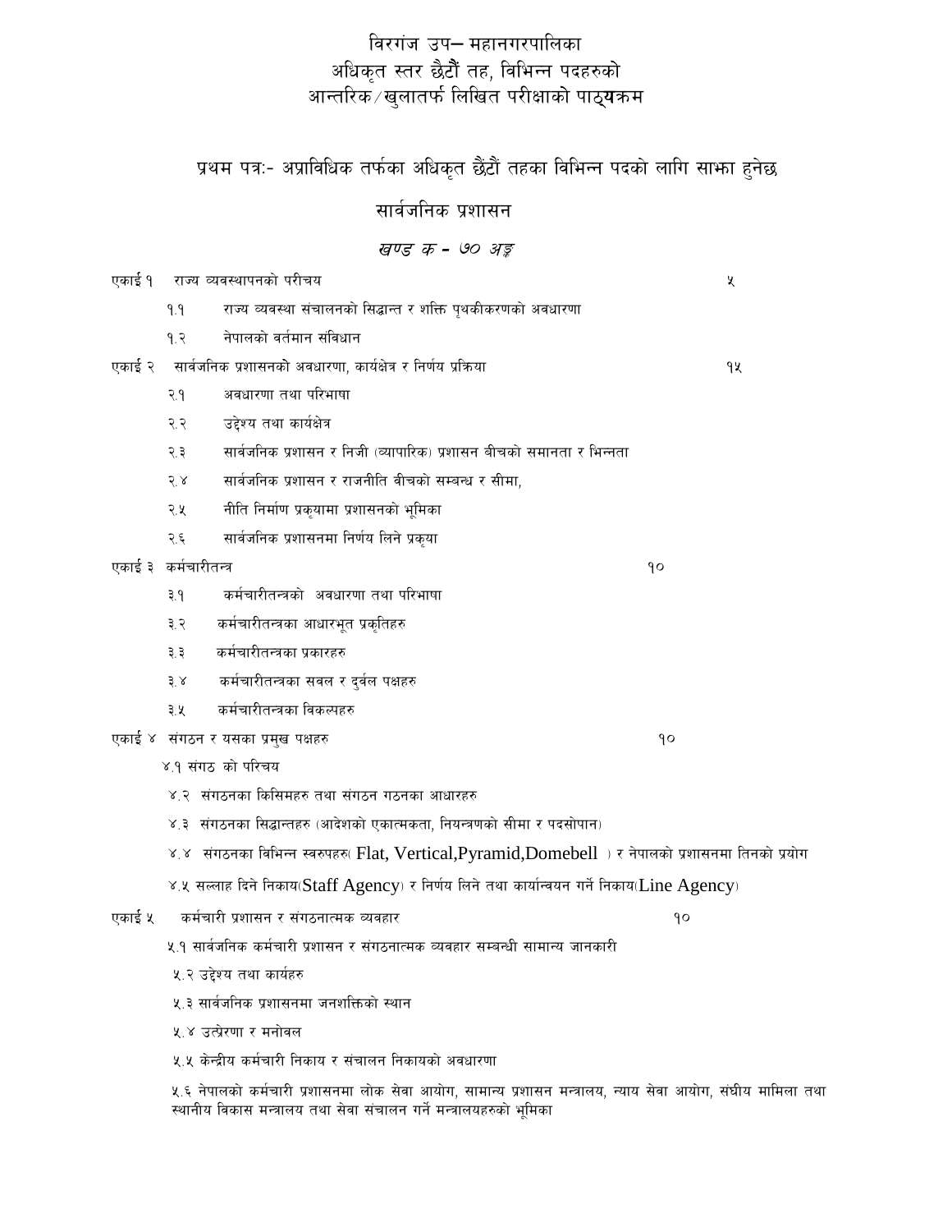# विरगंज उप– महानगरपालिका
# अधिकृत स्तर छैटौं तह, विभिन्न पदहरुको
# आन्तरिक/खुलातर्फ लिखित परीक्षाको पाठ्यक्रम

## प्रथम पत्रः- अप्राविधिक तर्फका अधिकृत छैटौं तहका विभिन्न पदको लागि साझा हुनेछ

## सार्वजनिक प्रशासन

### *खण्ड क - ७० अङ्क*

**एकाई १ राज्य व्यवस्थापनको परीचय** ५

- १.१ राज्य व्यवस्था संचालनको सिद्धान्त र शक्ति पृथकीकरणको अवधारणा
- १.२ नेपालको वर्तमान संविधान

**एकाई २ सार्वजनिक प्रशासनको अवधारणा, कार्यक्षेत्र र निर्णय प्रक्रिया** १५

- २.१ अवधारणा तथा परिभाषा
- २.२ उद्देश्य तथा कार्यक्षेत्र
- २.३ सार्वजनिक प्रशासन र निजी (व्यापारिक) प्रशासन बीचको समानता र भिन्नता
- २.४ सार्वजनिक प्रशासन र राजनीति बीचको सम्बन्ध र सीमा,
- २.५ नीति निर्माण प्रकृयामा प्रशासनको भूमिका
- २.६ सार्वजनिक प्रशासनमा निर्णय लिने प्रकृया

**एकाई ३ कर्मचारीतन्त्र** १०

- ३.१ कर्मचारीतन्त्रको अवधारणा तथा परिभाषा
- ३.२ कर्मचारीतन्त्रका आधारभूत प्रकृतिहरु
- ३.३ कर्मचारीतन्त्रका प्रकारहरु
- ३.४ कर्मचारीतन्त्रका सवल र दुर्वल पक्षहरु
- ३.५ कर्मचारीतन्त्रका विकल्पहरु

**एकाई ४ संगठन र यसका प्रमुख पक्षहरु** १०

- ४.१ संगठ को परिचय
- ४.२ संगठनका किसिमहरु तथा संगठन गठनका आधारहरु
- ४.३ संगठनका सिद्धान्तहरु (आदेशको एकात्मकता, नियन्त्रणको सीमा र पदसोपान)
- ४.४ संगठनका विभिन्न स्वरुपहरु( Flat, Vertical,Pyramid,Domebell ) र नेपालको प्रशासनमा तिनको प्रयोग
- ४.५ सल्लाह दिने निकाय(Staff Agency) र निर्णय लिने तथा कार्यान्वयन गर्ने निकाय(Line Agency)

**एकाई ५ कर्मचारी प्रशासन र संगठनात्मक व्यवहार** १०

- ५.१ सार्वजनिक कर्मचारी प्रशासन र संगठनात्मक व्यवहार सम्बन्धी सामान्य जानकारी
- ५.२ उद्देश्य तथा कार्यहरु
- ५.३ सार्वजनिक प्रशासनमा जनशक्तिको स्थान
- ५.४ उत्प्रेरणा र मनोवल
- ५.५ केन्द्रीय कर्मचारी निकाय र संचालन निकायको अवधारणा
- ५.६ नेपालको कर्मचारी प्रशासनमा लोक सेवा आयोग, सामान्य प्रशासन मन्त्रालय, न्याय सेवा आयोग, संघीय मामिला तथा स्थानीय विकास मन्त्रालय तथा सेवा संचालन गर्ने मन्त्रालयहरुको भूमिका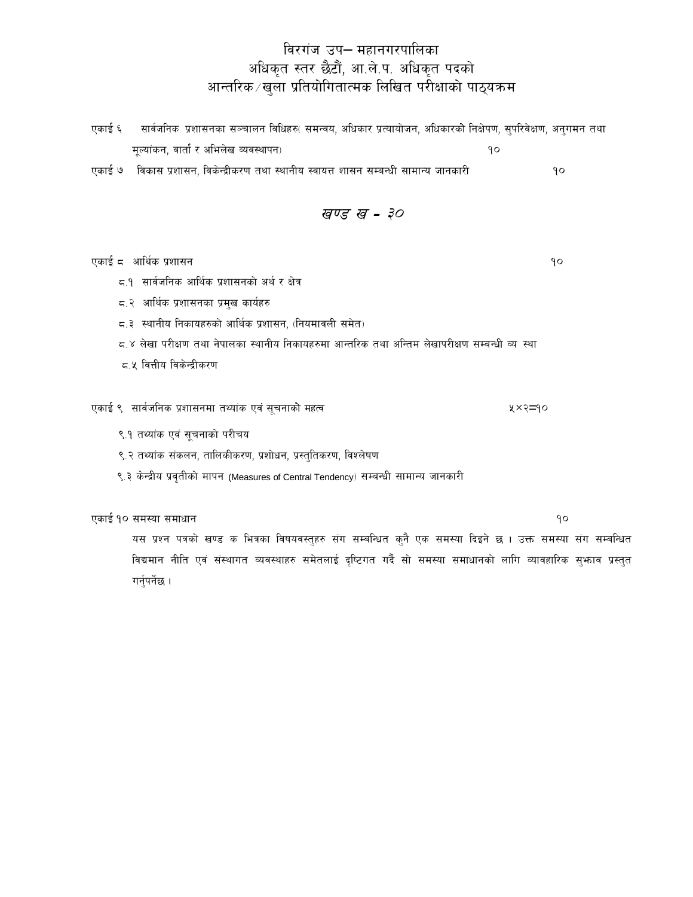# विरगंज उप– महानगरपालिका
# अधिकृत स्तर छैटौं, आ.ले.प. अधिकृत पदको
# आन्तरिक ⁄ खुला प्रतियोगितात्मक लिखित परीक्षाको पाठ्यक्रम

एकाई ६ सार्वजनिक प्रशासनका सञ्चालन विधिहरु( समन्वय, अधिकार प्रत्यायोजन, अधिकारको निक्षेपण, सुपरिवेक्षण, अनुगमन तथा मूल्यांकन, वार्ता र अभिलेख व्यवस्थापन) १०

एकाई ७ विकास प्रशासन, विकेन्द्रीकरण तथा स्थानीय स्वायत्त शासन सम्बन्धी सामान्य जानकारी १०

## *खण्ड ख - ३०*

एकाई ८ आर्थिक प्रशासन १०

- ८.१ सार्वजनिक आर्थिक प्रशासनको अर्थ र क्षेत्र
- ८.२ आर्थिक प्रशासनका प्रमुख कार्यहरु
- ८.३ स्थानीय निकायहरुको आर्थिक प्रशासन, (नियमावली समेत)
- ८.४ लेखा परीक्षण तथा नेपालका स्थानीय निकायहरुमा आन्तरिक तथा अन्तिम लेखापरीक्षण सम्बन्धी व्य स्था
- ८.५ वित्तीय विकेन्द्रीकरण

एकाई ९ सार्वजनिक प्रशासनमा तथ्यांक एवं सूचनाको महत्व ५×२=१०

- ९.१ तथ्यांक एवं सूचनाको परीचय
- ९.२ तथ्यांक संकलन, तालिकीकरण, प्रशोधन, प्रस्तुतिकरण, विश्लेषण
- ९.३ केन्द्रीय प्रवृतीको मापन (Measures of Central Tendency) सम्बन्धी सामान्य जानकारी

एकाई १० समस्या समाधान १०

यस प्रश्न पत्रको खण्ड क भित्रका विषयवस्तुहरु संग सम्बन्धित कुनै एक समस्या दिइने छ । उक्त समस्या संग सम्बन्धित विद्यमान नीति एवं संस्थागत व्यवस्थाहरु समेतलाई दृष्टिगत गर्दै सो समस्या समाधानको लागि व्यावहारिक सुझाव प्रस्तुत गर्नुपर्नेछ ।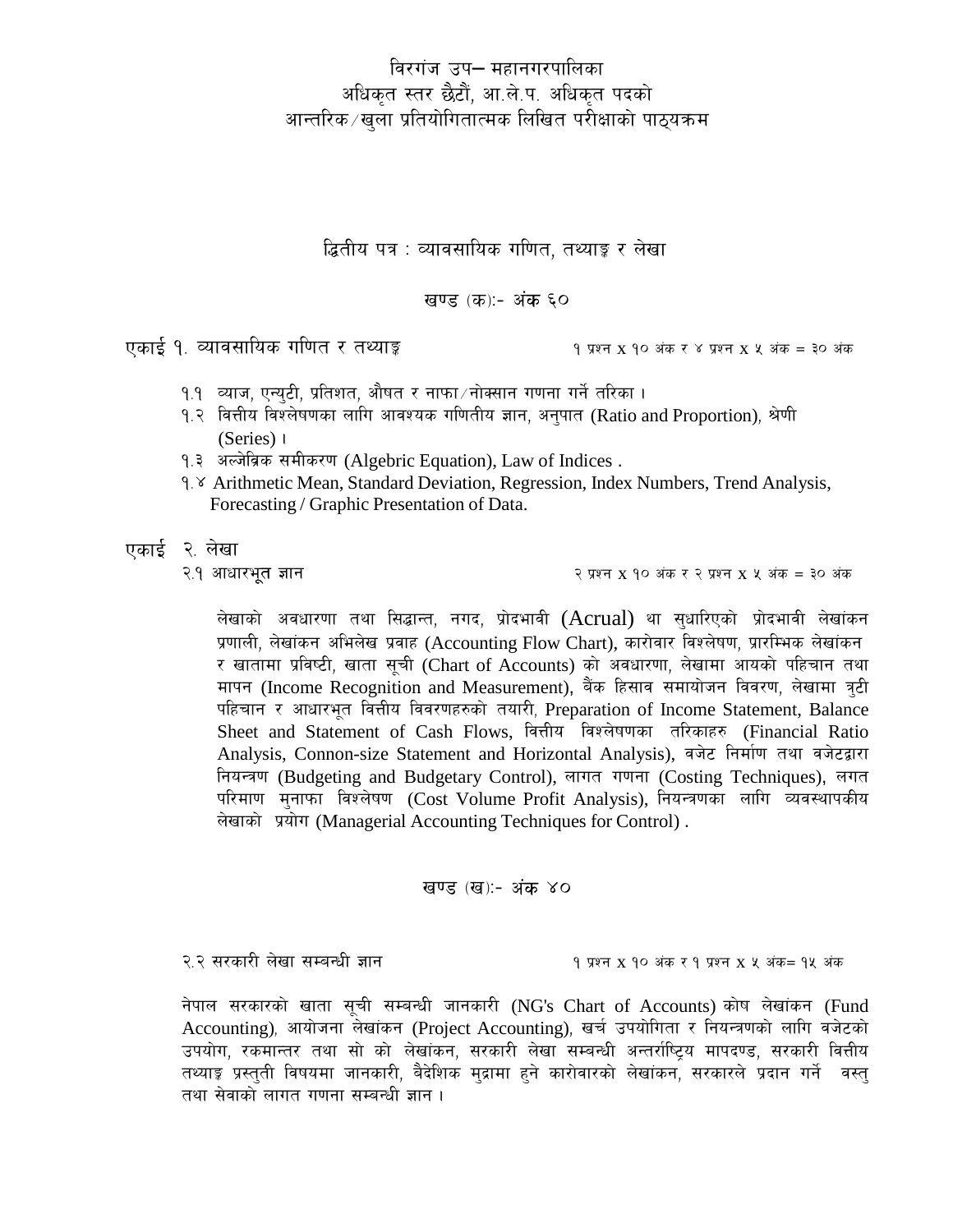# विरगंज उप– महानगरपालिका
# अधिकृत स्तर छैटौं, आ.ले.प. अधिकृत पदको
# आन्तरिक ⁄ खुला प्रतियोगितात्मक लिखित परीक्षाको पाठ्यक्रम

## द्वितीय पत्र : व्यावसायिक गणित, तथ्याङ्क र लेखा

### खण्ड (क):- अंक ६०

**एकाई १. व्यावसायिक गणित र तथ्याङ्क** — १ प्रश्न X १० अंक र ४ प्रश्न X ५ अंक = ३० अंक

१.१ व्याज, एन्युटी, प्रतिशत, औसत र नाफा ⁄ नोक्सान गणना गर्ने तरिका ।

१.२ वित्तीय विश्लेषणका लागि आवश्यक गणितीय ज्ञान, अनुपात (Ratio and Proportion), श्रेणी (Series) ।

१.३ अल्जेब्रिक समीकरण (Algebric Equation), Law of Indices .

१.४ Arithmetic Mean, Standard Deviation, Regression, Index Numbers, Trend Analysis, Forecasting / Graphic Presentation of Data.

**एकाई २. लेखा**

२.१ आधारभूत ज्ञान — २ प्रश्न X १० अंक र २ प्रश्न X ५ अंक = ३० अंक

लेखाको अवधारणा तथा सिद्धान्त, नगद, प्रोदभावी (Acrual) था सुधारिएको प्रोदभावी लेखांकन प्रणाली, लेखांकन अभिलेख प्रवाह (Accounting Flow Chart), कारोवार विश्लेषण, प्रारम्भिक लेखांकन र खातामा प्रविष्टी, खाता सूची (Chart of Accounts) को अवधारणा, लेखामा आयको पहिचान तथा मापन (Income Recognition and Measurement), बैंक हिसाव समायोजन विवरण, लेखामा त्रुटी पहिचान र आधारभूत वित्तीय विवरणहरुको तयारी, Preparation of Income Statement, Balance Sheet and Statement of Cash Flows, वित्तीय विश्लेषणका तरिकाहरु (Financial Ratio Analysis, Connon-size Statement and Horizontal Analysis), वजेट निर्माण तथा वजेटद्वारा नियन्त्रण (Budgeting and Budgetary Control), लागत गणना (Costing Techniques), लगत परिमाण मुनाफा विश्लेषण (Cost Volume Profit Analysis), नियन्त्रणका लागि व्यवस्थापकीय लेखाको प्रयोग (Managerial Accounting Techniques for Control) .

### खण्ड (ख):- अंक ४०

२.२ सरकारी लेखा सम्बन्धी ज्ञान — १ प्रश्न X १० अंक र १ प्रश्न X ५ अंक= १५ अंक

नेपाल सरकारको खाता सूची सम्बन्धी जानकारी (NG's Chart of Accounts) कोष लेखांकन (Fund Accounting), आयोजना लेखांकन (Project Accounting), खर्च उपयोगिता र नियन्त्रणको लागि वजेटको उपयोग, रकमान्तर तथा सो को लेखांकन, सरकारी लेखा सम्बन्धी अन्तर्राष्ट्रिय मापदण्ड, सरकारी वित्तीय तथ्याङ्क प्रस्तुती विषयमा जानकारी, बैदेशिक मुद्रामा हुने कारोवारको लेखांकन, सरकारले प्रदान गर्ने वस्तु तथा सेवाको लागत गणना सम्बन्धी ज्ञान ।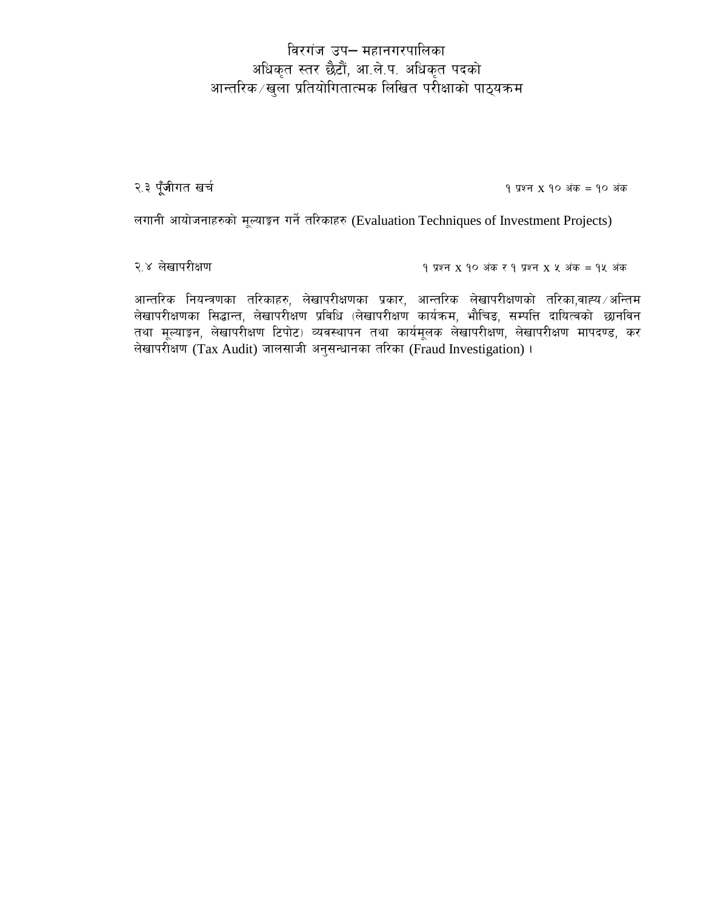२.३ पूँजीगत खर्च — १ प्रश्न X १० अंक = १० अंक

लगानी आयोजनाहरुको मूल्याङ्कन गर्ने तरिकाहरु (Evaluation Techniques of Investment Projects)

२.४ लेखापरीक्षण — १ प्रश्न X १० अंक र १ प्रश्न X ५ अंक = १५ अंक

आन्तरिक नियन्त्रणका तरिकाहरु, लेखापरीक्षणका प्रकार, आन्तरिक लेखापरीक्षणको तरिका,वाह्य ⁄ अन्तिम लेखापरीक्षणका सिद्धान्त, लेखापरीक्षण प्रविधि (लेखापरीक्षण कार्यक्रम, भौचिङ, सम्पत्ति दायित्वको छानविन तथा मूल्याङ्कन, लेखापरीक्षण टिपोट) व्यवस्थापन तथा कार्यमूलक लेखापरीक्षण, लेखापरीक्षण मापदण्ड, कर लेखापरीक्षण (Tax Audit) जालसाजी अनुसन्धानका तरिका (Fraud Investigation) ।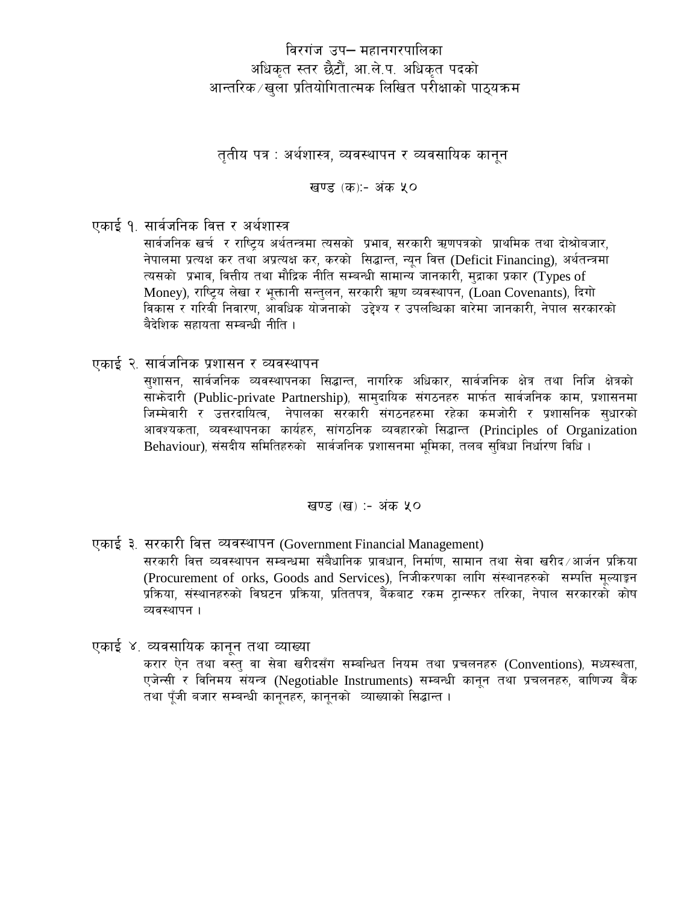विरगंज उप– महानगरपालिका

अधिकृत स्तर छैटौं, आ.ले.प. अधिकृत पदको

आन्तरिक ⁄ खुला प्रतियोगितात्मक लिखित परीक्षाको पाठ्यक्रम

## तृतीय पत्र : अर्थशास्त्र, व्यवस्थापन र व्यवसायिक कानून

### खण्ड (क):- अंक ५०

**एकाई १. सार्वजनिक वित्त र अर्थशास्त्र**

सार्वजनिक खर्च र राष्ट्रिय अर्थतन्त्रमा त्यसको प्रभाव, सरकारी ऋणपत्रको प्राथमिक तथा दोश्रोबजार, नेपालमा प्रत्यक्ष कर तथा अप्रत्यक्ष कर, करको सिद्धान्त, न्यून वित्त (Deficit Financing), अर्थतन्त्रमा त्यसको प्रभाव, वित्तीय तथा मौद्रिक नीति सम्बन्धी सामान्य जानकारी, मुद्राका प्रकार (Types of Money), राष्ट्रिय लेखा र भूक्तानी सन्तुलन, सरकारी ऋण व्यवस्थापन, (Loan Covenants), दिगो विकास र गरिबी निवारण, आवधिक योजनाको उद्देश्य र उपलब्धिका वारेमा जानकारी, नेपाल सरकारको बैदेशिक सहायता सम्बन्धी नीति ।

**एकाई २. सार्वजनिक प्रशासन र व्यवस्थापन**

सुशासन, सार्वजनिक व्यवस्थापनका सिद्धान्त, नागरिक अधिकार, सार्वजनिक क्षेत्र तथा निजि क्षेत्रको साझेदारी (Public-private Partnership), सामुदायिक संगठनहरु मार्फत सार्वजनिक काम, प्रशासनमा जिम्मेवारी र उत्तरदायित्व, नेपालका सरकारी संगठनहरुमा रहेका कमजोरी र प्रशासनिक सुधारको आवश्यकता, व्यवस्थापनका कार्यहरु, सांगठनिक व्यवहारको सिद्धान्त (Principles of Organization Behaviour), संसदीय समितिहरुको सार्वजनिक प्रशासनमा भूमिका, तलब सुविधा निर्धारण विधि ।

### खण्ड (ख) :- अंक ५०

**एकाई ३. सरकारी वित्त व्यवस्थापन (Government Financial Management)**

सरकारी वित्त व्यवस्थापन सम्बन्धमा संबैधानिक प्रावधान, निर्माण, सामान तथा सेवा खरीद ⁄ आर्जन प्रक्रिया (Procurement of orks, Goods and Services), निजीकरणका लागि संस्थानहरुको सम्पत्ति मूल्याङ्कन प्रक्रिया, संस्थानहरुको विघटन प्रक्रिया, प्रतितपत्र, बैंकबाट रकम ट्रान्स्फर तरिका, नेपाल सरकारको कोष व्यवस्थापन ।

**एकाई ४. व्यवसायिक कानून तथा व्याख्या**

करार ऐन तथा वस्तु वा सेवा खरीदसँग सम्बन्धित नियम तथा प्रचलनहरु (Conventions), मध्यस्थता, एजेन्सी र विनिमय संयन्त्र (Negotiable Instruments) सम्बन्धी कानून तथा प्रचलनहरु, वाणिज्य बैंक तथा पूँजी बजार सम्बन्धी कानूनहरु, कानूनको व्याख्याको सिद्धान्त ।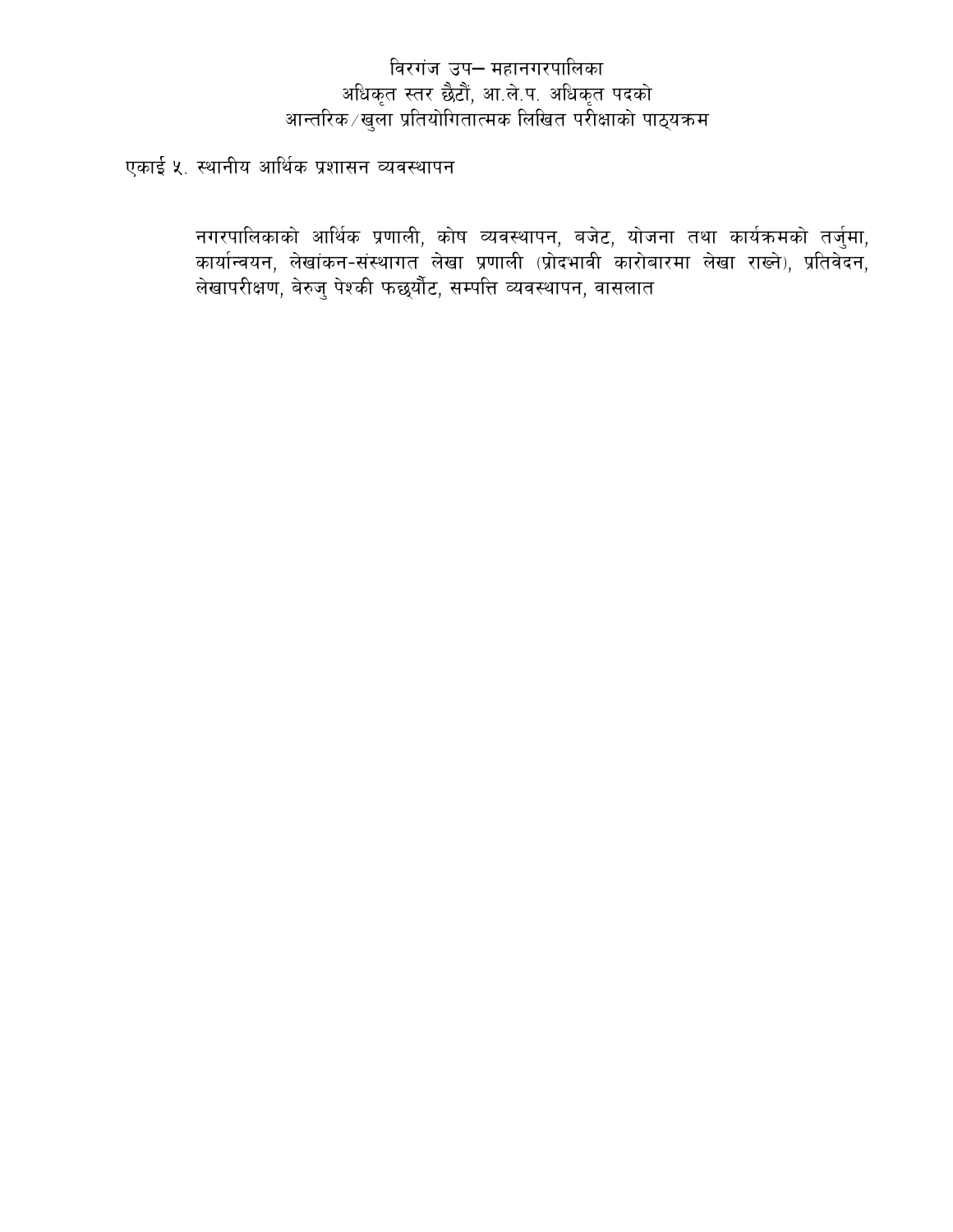एकाई ५. स्थानीय आर्थिक प्रशासन व्यवस्थापन

नगरपालिकाको आर्थिक प्रणाली, कोष व्यवस्थापन, बजेट, योजना तथा कार्यक्रमको तर्जुमा, कार्यान्वयन, लेखांकन-संस्थागत लेखा प्रणाली (प्रोदभावी कारोबारमा लेखा राख्ने), प्रतिवेदन, लेखापरीक्षण, बेरुजु पेश्की फछ्र्यौट, सम्पत्ति व्यवस्थापन, वासलात